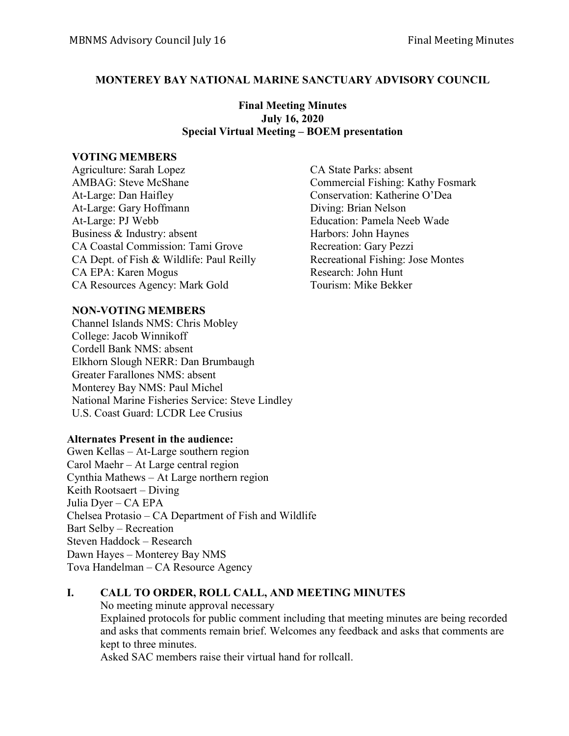# MONTEREY BAY NATIONAL MARINE SANCTUARY ADVISORY COUNCIL

**Final Meeting Minutes**
**July 16, 2020**
**Special Virtual Meeting – BOEM presentation**

### VOTING MEMBERS

Agriculture: Sarah Lopez
AMBAG: Steve McShane
At-Large: Dan Haifley
At-Large: Gary Hoffmann
At-Large: PJ Webb
Business & Industry: absent
CA Coastal Commission: Tami Grove
CA Dept. of Fish & Wildlife: Paul Reilly
CA EPA: Karen Mogus
CA Resources Agency: Mark Gold
CA State Parks: absent
Commercial Fishing: Kathy Fosmark
Conservation: Katherine O'Dea
Diving: Brian Nelson
Education: Pamela Neeb Wade
Harbors: John Haynes
Recreation: Gary Pezzi
Recreational Fishing: Jose Montes
Research: John Hunt
Tourism: Mike Bekker

### NON-VOTING MEMBERS

Channel Islands NMS: Chris Mobley
College: Jacob Winnikoff
Cordell Bank NMS: absent
Elkhorn Slough NERR: Dan Brumbaugh
Greater Farallones NMS: absent
Monterey Bay NMS: Paul Michel
National Marine Fisheries Service: Steve Lindley
U.S. Coast Guard: LCDR Lee Crusius

### Alternates Present in the audience:

Gwen Kellas – At-Large southern region
Carol Maehr – At Large central region
Cynthia Mathews – At Large northern region
Keith Rootsaert – Diving
Julia Dyer – CA EPA
Chelsea Protasio – CA Department of Fish and Wildlife
Bart Selby – Recreation
Steven Haddock – Research
Dawn Hayes – Monterey Bay NMS
Tova Handelman – CA Resource Agency

## I. CALL TO ORDER, ROLL CALL, AND MEETING MINUTES

No meeting minute approval necessary
Explained protocols for public comment including that meeting minutes are being recorded and asks that comments remain brief. Welcomes any feedback and asks that comments are kept to three minutes.
Asked SAC members raise their virtual hand for rollcall.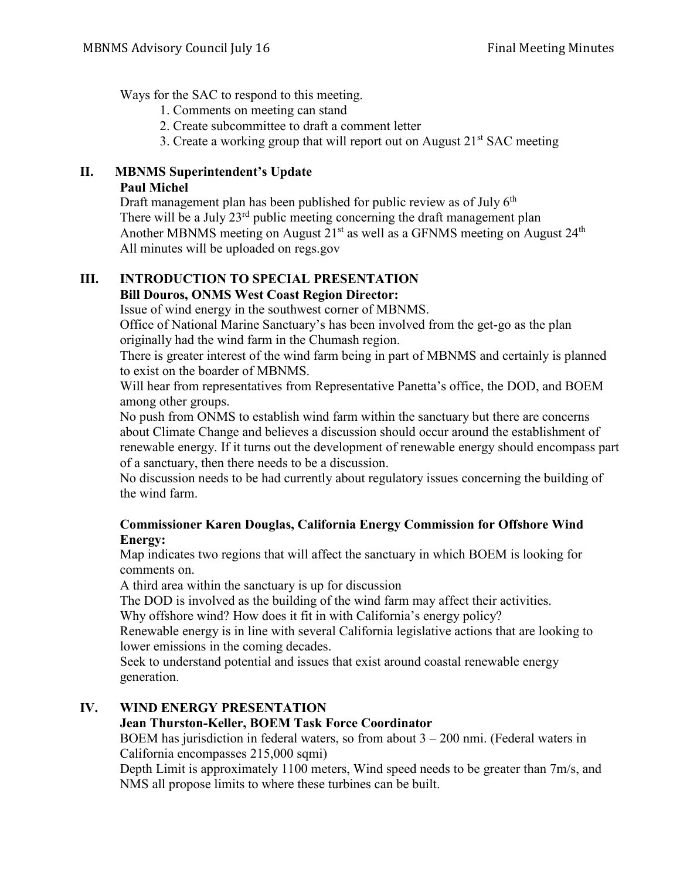Ways for the SAC to respond to this meeting.

1. Comments on meeting can stand
2. Create subcommittee to draft a comment letter
3. Create a working group that will report out on August 21st SAC meeting

## II. MBNMS Superintendent's Update

**Paul Michel**

Draft management plan has been published for public review as of July 6th
There will be a July 23rd public meeting concerning the draft management plan
Another MBNMS meeting on August 21st as well as a GFNMS meeting on August 24th
All minutes will be uploaded on regs.gov

## III. INTRODUCTION TO SPECIAL PRESENTATION

**Bill Douros, ONMS West Coast Region Director:**

Issue of wind energy in the southwest corner of MBNMS.
Office of National Marine Sanctuary's has been involved from the get-go as the plan originally had the wind farm in the Chumash region.
There is greater interest of the wind farm being in part of MBNMS and certainly is planned to exist on the boarder of MBNMS.
Will hear from representatives from Representative Panetta's office, the DOD, and BOEM among other groups.
No push from ONMS to establish wind farm within the sanctuary but there are concerns about Climate Change and believes a discussion should occur around the establishment of renewable energy. If it turns out the development of renewable energy should encompass part of a sanctuary, then there needs to be a discussion.
No discussion needs to be had currently about regulatory issues concerning the building of the wind farm.

**Commissioner Karen Douglas, California Energy Commission for Offshore Wind Energy:**

Map indicates two regions that will affect the sanctuary in which BOEM is looking for comments on.
A third area within the sanctuary is up for discussion
The DOD is involved as the building of the wind farm may affect their activities.
Why offshore wind? How does it fit in with California's energy policy?
Renewable energy is in line with several California legislative actions that are looking to lower emissions in the coming decades.
Seek to understand potential and issues that exist around coastal renewable energy generation.

## IV. WIND ENERGY PRESENTATION

**Jean Thurston-Keller, BOEM Task Force Coordinator**

BOEM has jurisdiction in federal waters, so from about 3 – 200 nmi. (Federal waters in California encompasses 215,000 sqmi)
Depth Limit is approximately 1100 meters, Wind speed needs to be greater than 7m/s, and NMS all propose limits to where these turbines can be built.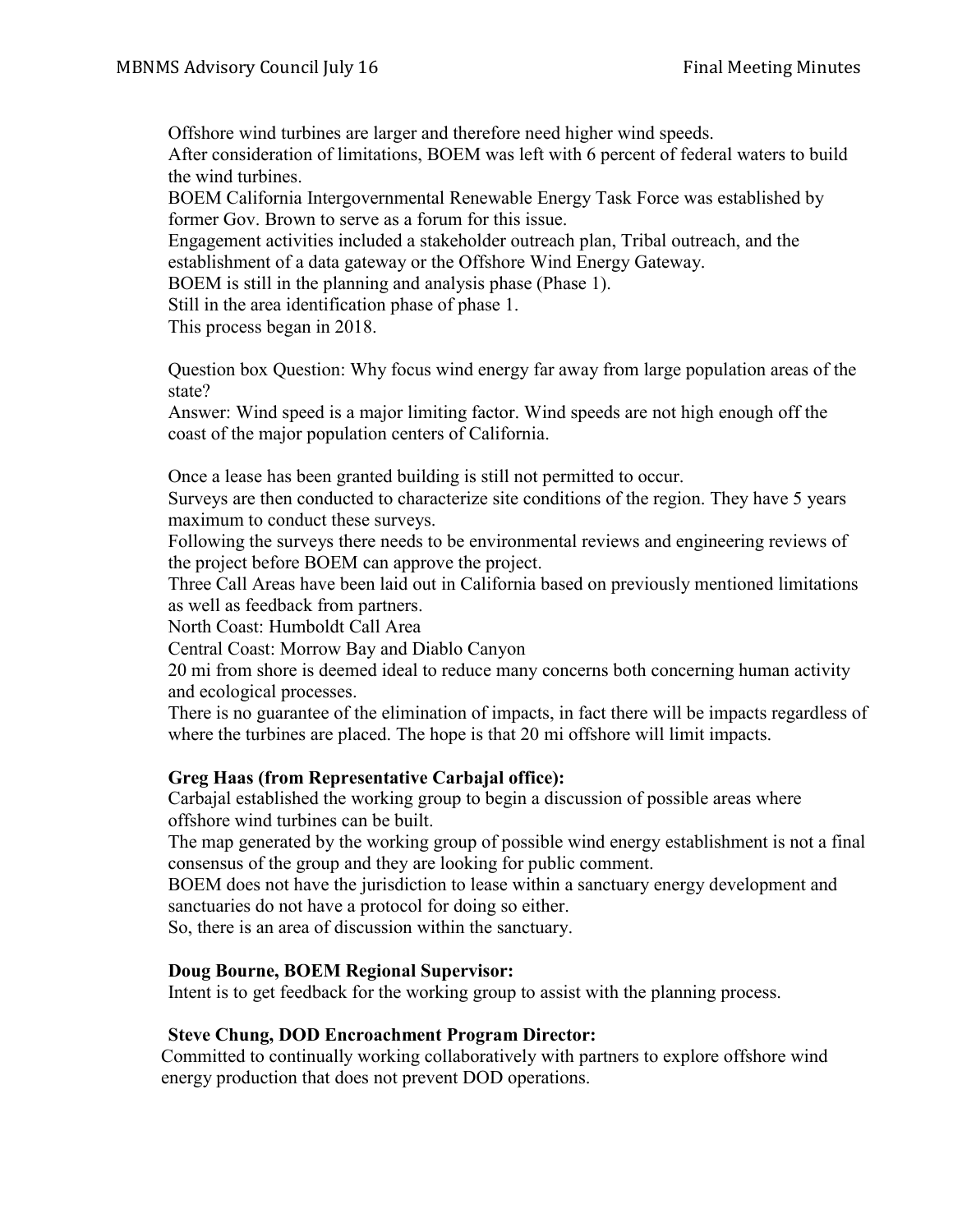Offshore wind turbines are larger and therefore need higher wind speeds.
After consideration of limitations, BOEM was left with 6 percent of federal waters to build the wind turbines.
BOEM California Intergovernmental Renewable Energy Task Force was established by former Gov. Brown to serve as a forum for this issue.
Engagement activities included a stakeholder outreach plan, Tribal outreach, and the establishment of a data gateway or the Offshore Wind Energy Gateway.
BOEM is still in the planning and analysis phase (Phase 1).
Still in the area identification phase of phase 1.
This process began in 2018.

Question box Question: Why focus wind energy far away from large population areas of the state?
Answer: Wind speed is a major limiting factor. Wind speeds are not high enough off the coast of the major population centers of California.

Once a lease has been granted building is still not permitted to occur.
Surveys are then conducted to characterize site conditions of the region. They have 5 years maximum to conduct these surveys.
Following the surveys there needs to be environmental reviews and engineering reviews of the project before BOEM can approve the project.
Three Call Areas have been laid out in California based on previously mentioned limitations as well as feedback from partners.
North Coast: Humboldt Call Area
Central Coast: Morrow Bay and Diablo Canyon
20 mi from shore is deemed ideal to reduce many concerns both concerning human activity and ecological processes.
There is no guarantee of the elimination of impacts, in fact there will be impacts regardless of where the turbines are placed. The hope is that 20 mi offshore will limit impacts.

**Greg Haas (from Representative Carbajal office):**
Carbajal established the working group to begin a discussion of possible areas where offshore wind turbines can be built.
The map generated by the working group of possible wind energy establishment is not a final consensus of the group and they are looking for public comment.
BOEM does not have the jurisdiction to lease within a sanctuary energy development and sanctuaries do not have a protocol for doing so either.
So, there is an area of discussion within the sanctuary.

**Doug Bourne, BOEM Regional Supervisor:**
Intent is to get feedback for the working group to assist with the planning process.

**Steve Chung, DOD Encroachment Program Director:**
Committed to continually working collaboratively with partners to explore offshore wind energy production that does not prevent DOD operations.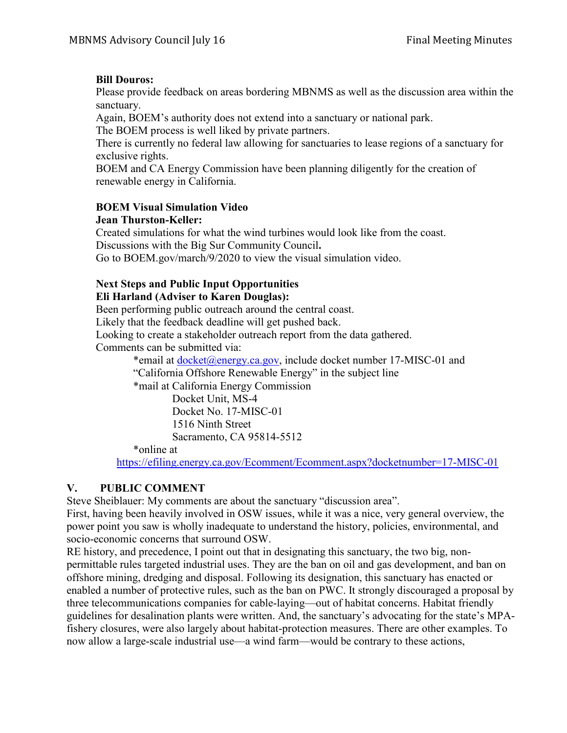**Bill Douros:**
Please provide feedback on areas bordering MBNMS as well as the discussion area within the sanctuary.
Again, BOEM's authority does not extend into a sanctuary or national park.
The BOEM process is well liked by private partners.
There is currently no federal law allowing for sanctuaries to lease regions of a sanctuary for exclusive rights.
BOEM and CA Energy Commission have been planning diligently for the creation of renewable energy in California.

**BOEM Visual Simulation Video**
**Jean Thurston-Keller:**
Created simulations for what the wind turbines would look like from the coast.
Discussions with the Big Sur Community Council**.**
Go to BOEM.gov/march/9/2020 to view the visual simulation video.

**Next Steps and Public Input Opportunities**
**Eli Harland (Adviser to Karen Douglas):**
Been performing public outreach around the central coast.
Likely that the feedback deadline will get pushed back.
Looking to create a stakeholder outreach report from the data gathered.
Comments can be submitted via:

*email at [docket@energy.ca.gov](mailto:docket@energy.ca.gov), include docket number 17-MISC-01 and "California Offshore Renewable Energy" in the subject line
*mail at California Energy Commission
Docket Unit, MS-4
Docket No. 17-MISC-01
1516 Ninth Street
Sacramento, CA 95814-5512
*online at
[https://efiling.energy.ca.gov/Ecomment/Ecomment.aspx?docketnumber=17-MISC-01](https://efiling.energy.ca.gov/Ecomment/Ecomment.aspx?docketnumber=17-MISC-01)

## V. PUBLIC COMMENT

Steve Sheiblauer: My comments are about the sanctuary "discussion area".
First, having been heavily involved in OSW issues, while it was a nice, very general overview, the power point you saw is wholly inadequate to understand the history, policies, environmental, and socio-economic concerns that surround OSW.
RE history, and precedence, I point out that in designating this sanctuary, the two big, non-permittable rules targeted industrial uses. They are the ban on oil and gas development, and ban on offshore mining, dredging and disposal. Following its designation, this sanctuary has enacted or enabled a number of protective rules, such as the ban on PWC. It strongly discouraged a proposal by three telecommunications companies for cable-laying—out of habitat concerns. Habitat friendly guidelines for desalination plants were written. And, the sanctuary's advocating for the state's MPA-fishery closures, were also largely about habitat-protection measures. There are other examples. To now allow a large-scale industrial use—a wind farm—would be contrary to these actions,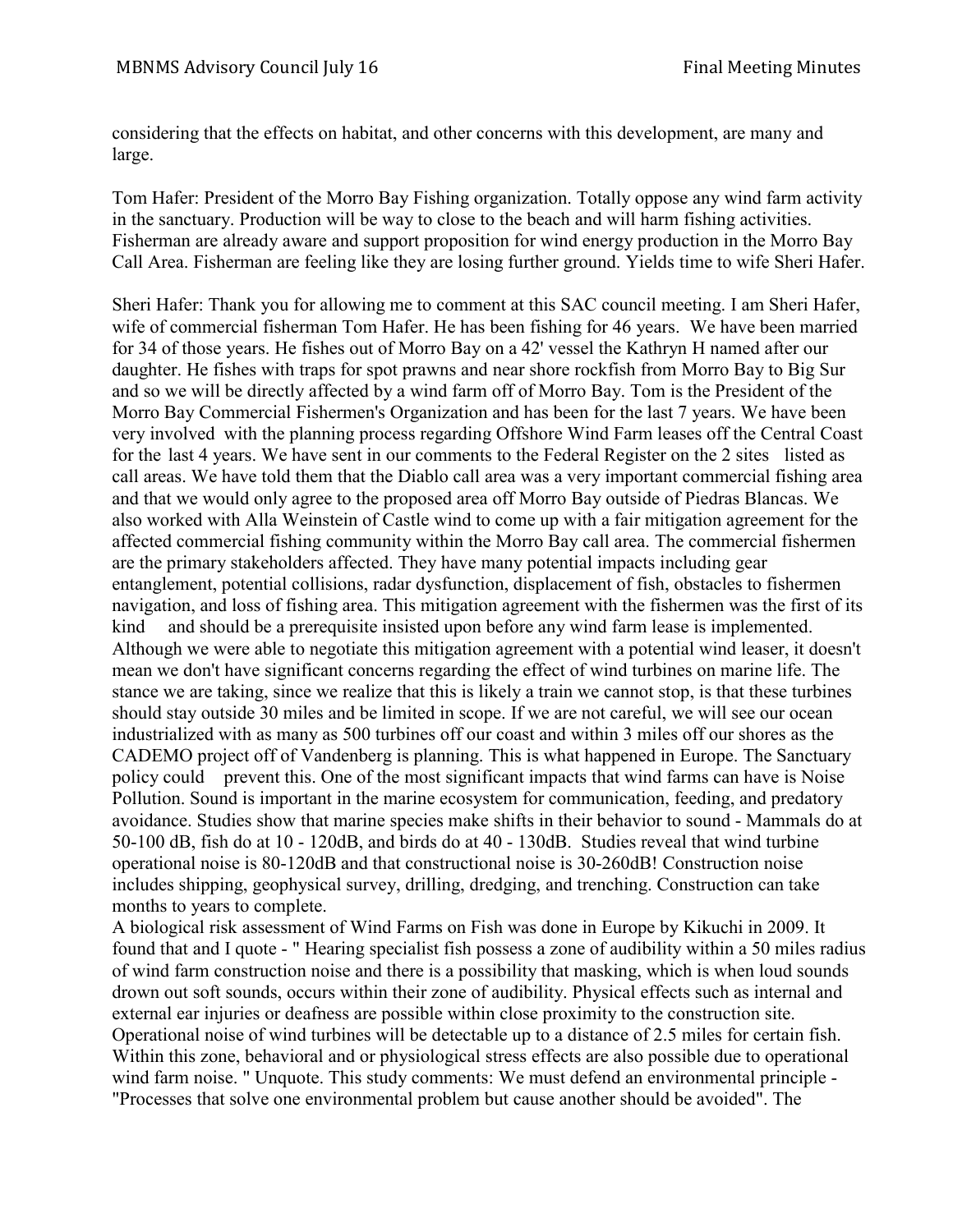considering that the effects on habitat, and other concerns with this development, are many and large.

Tom Hafer: President of the Morro Bay Fishing organization. Totally oppose any wind farm activity in the sanctuary. Production will be way to close to the beach and will harm fishing activities. Fisherman are already aware and support proposition for wind energy production in the Morro Bay Call Area. Fisherman are feeling like they are losing further ground. Yields time to wife Sheri Hafer.

Sheri Hafer: Thank you for allowing me to comment at this SAC council meeting. I am Sheri Hafer, wife of commercial fisherman Tom Hafer. He has been fishing for 46 years. We have been married for 34 of those years. He fishes out of Morro Bay on a 42' vessel the Kathryn H named after our daughter. He fishes with traps for spot prawns and near shore rockfish from Morro Bay to Big Sur and so we will be directly affected by a wind farm off of Morro Bay. Tom is the President of the Morro Bay Commercial Fishermen's Organization and has been for the last 7 years. We have been very involved with the planning process regarding Offshore Wind Farm leases off the Central Coast for the last 4 years. We have sent in our comments to the Federal Register on the 2 sites listed as call areas. We have told them that the Diablo call area was a very important commercial fishing area and that we would only agree to the proposed area off Morro Bay outside of Piedras Blancas. We also worked with Alla Weinstein of Castle wind to come up with a fair mitigation agreement for the affected commercial fishing community within the Morro Bay call area. The commercial fishermen are the primary stakeholders affected. They have many potential impacts including gear entanglement, potential collisions, radar dysfunction, displacement of fish, obstacles to fishermen navigation, and loss of fishing area. This mitigation agreement with the fishermen was the first of its kind and should be a prerequisite insisted upon before any wind farm lease is implemented. Although we were able to negotiate this mitigation agreement with a potential wind leaser, it doesn't mean we don't have significant concerns regarding the effect of wind turbines on marine life. The stance we are taking, since we realize that this is likely a train we cannot stop, is that these turbines should stay outside 30 miles and be limited in scope. If we are not careful, we will see our ocean industrialized with as many as 500 turbines off our coast and within 3 miles off our shores as the CADEMO project off of Vandenberg is planning. This is what happened in Europe. The Sanctuary policy could prevent this. One of the most significant impacts that wind farms can have is Noise Pollution. Sound is important in the marine ecosystem for communication, feeding, and predatory avoidance. Studies show that marine species make shifts in their behavior to sound - Mammals do at 50-100 dB, fish do at 10 - 120dB, and birds do at 40 - 130dB. Studies reveal that wind turbine operational noise is 80-120dB and that constructional noise is 30-260dB! Construction noise includes shipping, geophysical survey, drilling, dredging, and trenching. Construction can take months to years to complete.

A biological risk assessment of Wind Farms on Fish was done in Europe by Kikuchi in 2009. It found that and I quote - " Hearing specialist fish possess a zone of audibility within a 50 miles radius of wind farm construction noise and there is a possibility that masking, which is when loud sounds drown out soft sounds, occurs within their zone of audibility. Physical effects such as internal and external ear injuries or deafness are possible within close proximity to the construction site. Operational noise of wind turbines will be detectable up to a distance of 2.5 miles for certain fish. Within this zone, behavioral and or physiological stress effects are also possible due to operational wind farm noise. " Unquote. This study comments: We must defend an environmental principle - "Processes that solve one environmental problem but cause another should be avoided". The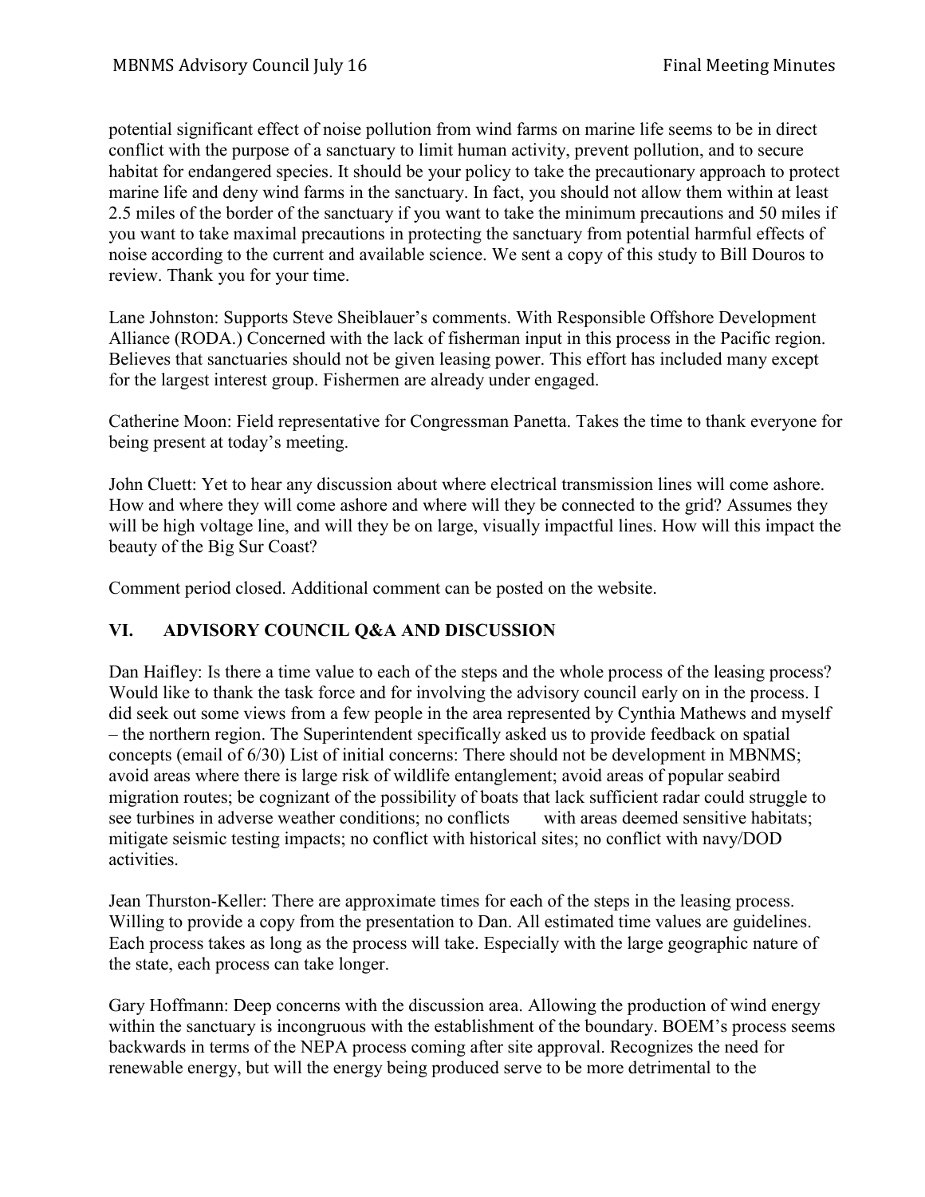potential significant effect of noise pollution from wind farms on marine life seems to be in direct conflict with the purpose of a sanctuary to limit human activity, prevent pollution, and to secure habitat for endangered species. It should be your policy to take the precautionary approach to protect marine life and deny wind farms in the sanctuary. In fact, you should not allow them within at least 2.5 miles of the border of the sanctuary if you want to take the minimum precautions and 50 miles if you want to take maximal precautions in protecting the sanctuary from potential harmful effects of noise according to the current and available science. We sent a copy of this study to Bill Douros to review. Thank you for your time.

Lane Johnston: Supports Steve Sheiblauer's comments. With Responsible Offshore Development Alliance (RODA.) Concerned with the lack of fisherman input in this process in the Pacific region. Believes that sanctuaries should not be given leasing power. This effort has included many except for the largest interest group. Fishermen are already under engaged.

Catherine Moon: Field representative for Congressman Panetta. Takes the time to thank everyone for being present at today's meeting.

John Cluett: Yet to hear any discussion about where electrical transmission lines will come ashore. How and where they will come ashore and where will they be connected to the grid? Assumes they will be high voltage line, and will they be on large, visually impactful lines. How will this impact the beauty of the Big Sur Coast?

Comment period closed. Additional comment can be posted on the website.

## VI. ADVISORY COUNCIL Q&A AND DISCUSSION

Dan Haifley: Is there a time value to each of the steps and the whole process of the leasing process? Would like to thank the task force and for involving the advisory council early on in the process. I did seek out some views from a few people in the area represented by Cynthia Mathews and myself – the northern region. The Superintendent specifically asked us to provide feedback on spatial concepts (email of 6/30) List of initial concerns: There should not be development in MBNMS; avoid areas where there is large risk of wildlife entanglement; avoid areas of popular seabird migration routes; be cognizant of the possibility of boats that lack sufficient radar could struggle to see turbines in adverse weather conditions; no conflicts with areas deemed sensitive habitats; mitigate seismic testing impacts; no conflict with historical sites; no conflict with navy/DOD activities.

Jean Thurston-Keller: There are approximate times for each of the steps in the leasing process. Willing to provide a copy from the presentation to Dan. All estimated time values are guidelines. Each process takes as long as the process will take. Especially with the large geographic nature of the state, each process can take longer.

Gary Hoffmann: Deep concerns with the discussion area. Allowing the production of wind energy within the sanctuary is incongruous with the establishment of the boundary. BOEM's process seems backwards in terms of the NEPA process coming after site approval. Recognizes the need for renewable energy, but will the energy being produced serve to be more detrimental to the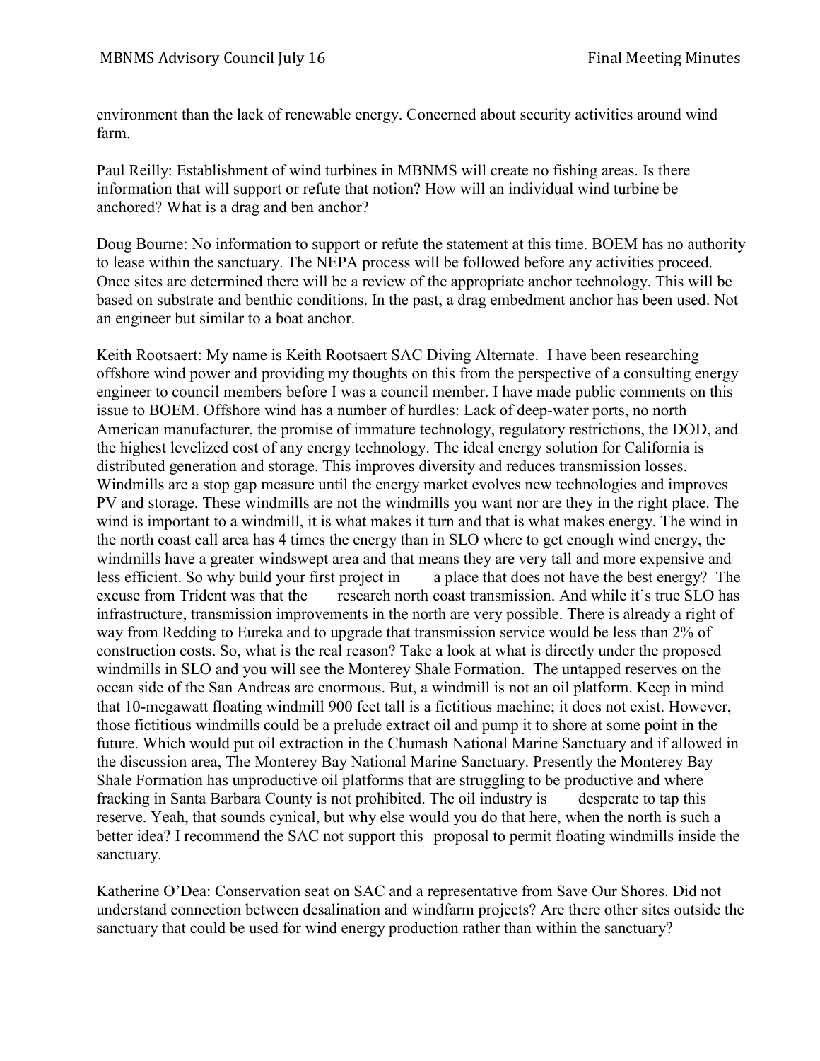environment than the lack of renewable energy. Concerned about security activities around wind farm.

Paul Reilly: Establishment of wind turbines in MBNMS will create no fishing areas. Is there information that will support or refute that notion? How will an individual wind turbine be anchored? What is a drag and ben anchor?

Doug Bourne: No information to support or refute the statement at this time. BOEM has no authority to lease within the sanctuary. The NEPA process will be followed before any activities proceed. Once sites are determined there will be a review of the appropriate anchor technology. This will be based on substrate and benthic conditions. In the past, a drag embedment anchor has been used. Not an engineer but similar to a boat anchor.

Keith Rootsaert: My name is Keith Rootsaert SAC Diving Alternate. I have been researching offshore wind power and providing my thoughts on this from the perspective of a consulting energy engineer to council members before I was a council member. I have made public comments on this issue to BOEM. Offshore wind has a number of hurdles: Lack of deep-water ports, no north American manufacturer, the promise of immature technology, regulatory restrictions, the DOD, and the highest levelized cost of any energy technology. The ideal energy solution for California is distributed generation and storage. This improves diversity and reduces transmission losses. Windmills are a stop gap measure until the energy market evolves new technologies and improves PV and storage. These windmills are not the windmills you want nor are they in the right place. The wind is important to a windmill, it is what makes it turn and that is what makes energy. The wind in the north coast call area has 4 times the energy than in SLO where to get enough wind energy, the windmills have a greater windswept area and that means they are very tall and more expensive and less efficient. So why build your first project in a place that does not have the best energy? The excuse from Trident was that the research north coast transmission. And while it's true SLO has infrastructure, transmission improvements in the north are very possible. There is already a right of way from Redding to Eureka and to upgrade that transmission service would be less than 2% of construction costs. So, what is the real reason? Take a look at what is directly under the proposed windmills in SLO and you will see the Monterey Shale Formation. The untapped reserves on the ocean side of the San Andreas are enormous. But, a windmill is not an oil platform. Keep in mind that 10-megawatt floating windmill 900 feet tall is a fictitious machine; it does not exist. However, those fictitious windmills could be a prelude extract oil and pump it to shore at some point in the future. Which would put oil extraction in the Chumash National Marine Sanctuary and if allowed in the discussion area, The Monterey Bay National Marine Sanctuary. Presently the Monterey Bay Shale Formation has unproductive oil platforms that are struggling to be productive and where fracking in Santa Barbara County is not prohibited. The oil industry is desperate to tap this reserve. Yeah, that sounds cynical, but why else would you do that here, when the north is such a better idea? I recommend the SAC not support this proposal to permit floating windmills inside the sanctuary.

Katherine O'Dea: Conservation seat on SAC and a representative from Save Our Shores. Did not understand connection between desalination and windfarm projects? Are there other sites outside the sanctuary that could be used for wind energy production rather than within the sanctuary?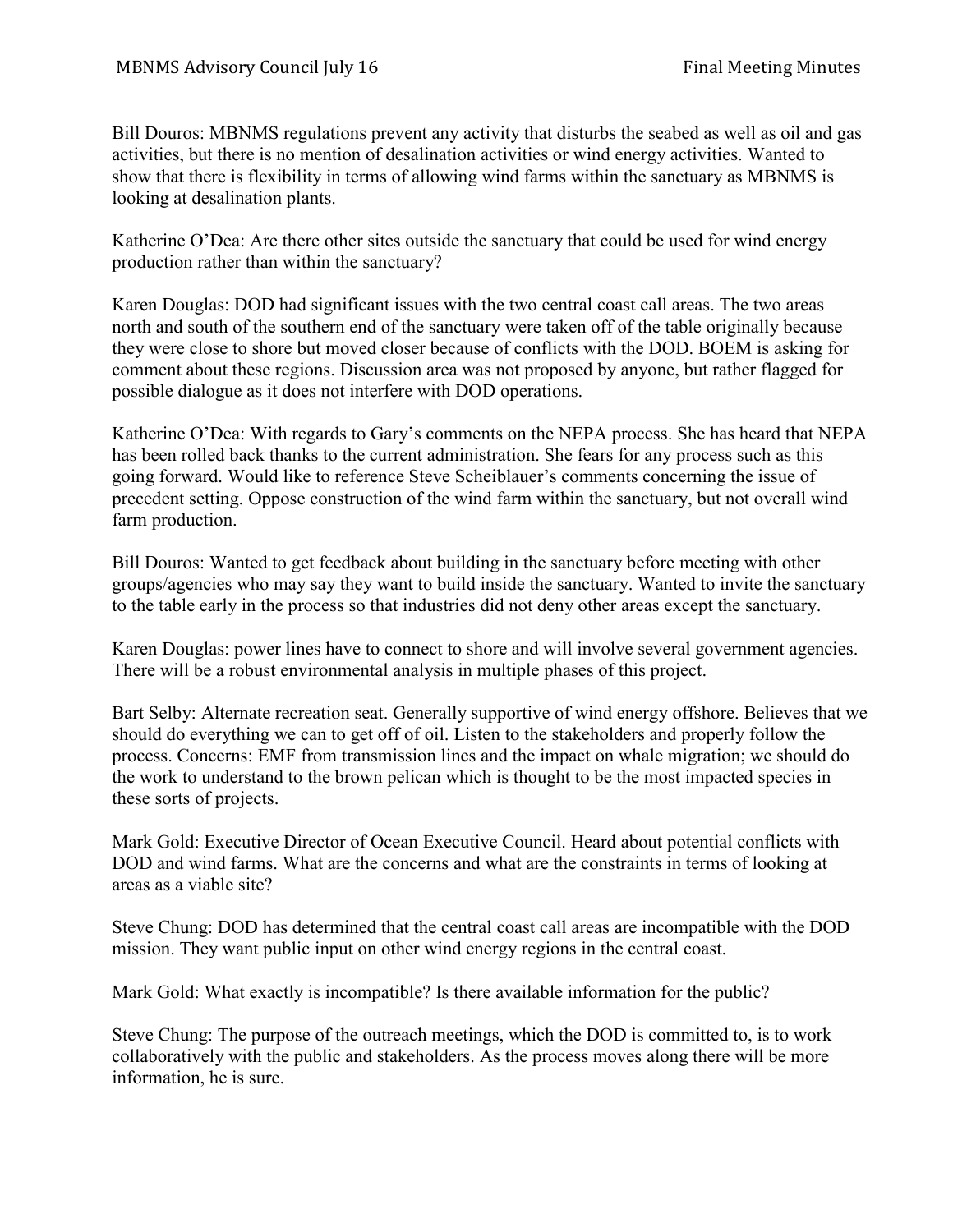Bill Douros: MBNMS regulations prevent any activity that disturbs the seabed as well as oil and gas activities, but there is no mention of desalination activities or wind energy activities. Wanted to show that there is flexibility in terms of allowing wind farms within the sanctuary as MBNMS is looking at desalination plants.

Katherine O'Dea: Are there other sites outside the sanctuary that could be used for wind energy production rather than within the sanctuary?

Karen Douglas: DOD had significant issues with the two central coast call areas. The two areas north and south of the southern end of the sanctuary were taken off of the table originally because they were close to shore but moved closer because of conflicts with the DOD. BOEM is asking for comment about these regions. Discussion area was not proposed by anyone, but rather flagged for possible dialogue as it does not interfere with DOD operations.

Katherine O'Dea: With regards to Gary's comments on the NEPA process. She has heard that NEPA has been rolled back thanks to the current administration. She fears for any process such as this going forward. Would like to reference Steve Scheiblauer's comments concerning the issue of precedent setting. Oppose construction of the wind farm within the sanctuary, but not overall wind farm production.

Bill Douros: Wanted to get feedback about building in the sanctuary before meeting with other groups/agencies who may say they want to build inside the sanctuary. Wanted to invite the sanctuary to the table early in the process so that industries did not deny other areas except the sanctuary.

Karen Douglas: power lines have to connect to shore and will involve several government agencies. There will be a robust environmental analysis in multiple phases of this project.

Bart Selby: Alternate recreation seat. Generally supportive of wind energy offshore. Believes that we should do everything we can to get off of oil. Listen to the stakeholders and properly follow the process. Concerns: EMF from transmission lines and the impact on whale migration; we should do the work to understand to the brown pelican which is thought to be the most impacted species in these sorts of projects.

Mark Gold: Executive Director of Ocean Executive Council. Heard about potential conflicts with DOD and wind farms. What are the concerns and what are the constraints in terms of looking at areas as a viable site?

Steve Chung: DOD has determined that the central coast call areas are incompatible with the DOD mission. They want public input on other wind energy regions in the central coast.

Mark Gold: What exactly is incompatible? Is there available information for the public?

Steve Chung: The purpose of the outreach meetings, which the DOD is committed to, is to work collaboratively with the public and stakeholders. As the process moves along there will be more information, he is sure.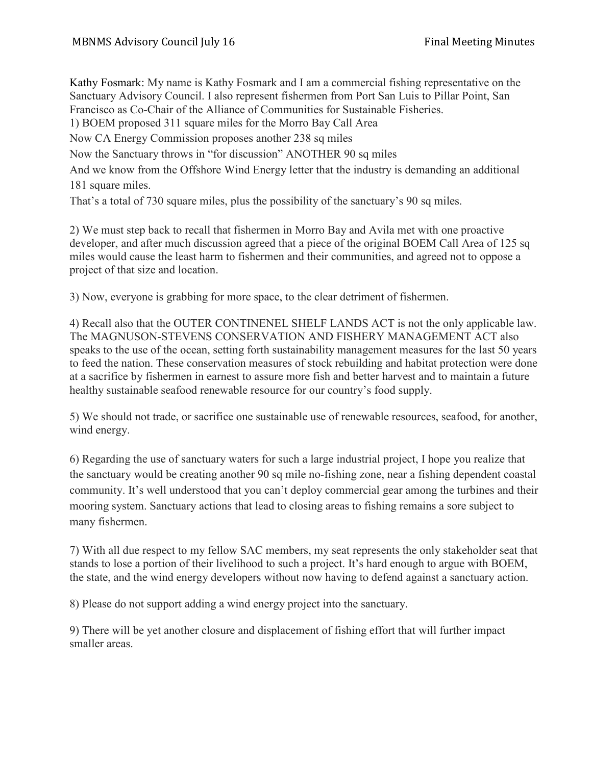Kathy Fosmark: My name is Kathy Fosmark and I am a commercial fishing representative on the Sanctuary Advisory Council. I also represent fishermen from Port San Luis to Pillar Point, San Francisco as Co-Chair of the Alliance of Communities for Sustainable Fisheries.

1) BOEM proposed 311 square miles for the Morro Bay Call Area

Now CA Energy Commission proposes another 238 sq miles

Now the Sanctuary throws in "for discussion" ANOTHER 90 sq miles

And we know from the Offshore Wind Energy letter that the industry is demanding an additional 181 square miles.

That's a total of 730 square miles, plus the possibility of the sanctuary's 90 sq miles.

2) We must step back to recall that fishermen in Morro Bay and Avila met with one proactive developer, and after much discussion agreed that a piece of the original BOEM Call Area of 125 sq miles would cause the least harm to fishermen and their communities, and agreed not to oppose a project of that size and location.

3) Now, everyone is grabbing for more space, to the clear detriment of fishermen.

4) Recall also that the OUTER CONTINENEL SHELF LANDS ACT is not the only applicable law. The MAGNUSON-STEVENS CONSERVATION AND FISHERY MANAGEMENT ACT also speaks to the use of the ocean, setting forth sustainability management measures for the last 50 years to feed the nation. These conservation measures of stock rebuilding and habitat protection were done at a sacrifice by fishermen in earnest to assure more fish and better harvest and to maintain a future healthy sustainable seafood renewable resource for our country's food supply.

5) We should not trade, or sacrifice one sustainable use of renewable resources, seafood, for another, wind energy.

6) Regarding the use of sanctuary waters for such a large industrial project, I hope you realize that the sanctuary would be creating another 90 sq mile no-fishing zone, near a fishing dependent coastal community. It's well understood that you can't deploy commercial gear among the turbines and their mooring system. Sanctuary actions that lead to closing areas to fishing remains a sore subject to many fishermen.

7) With all due respect to my fellow SAC members, my seat represents the only stakeholder seat that stands to lose a portion of their livelihood to such a project. It's hard enough to argue with BOEM, the state, and the wind energy developers without now having to defend against a sanctuary action.

8) Please do not support adding a wind energy project into the sanctuary.

9) There will be yet another closure and displacement of fishing effort that will further impact smaller areas.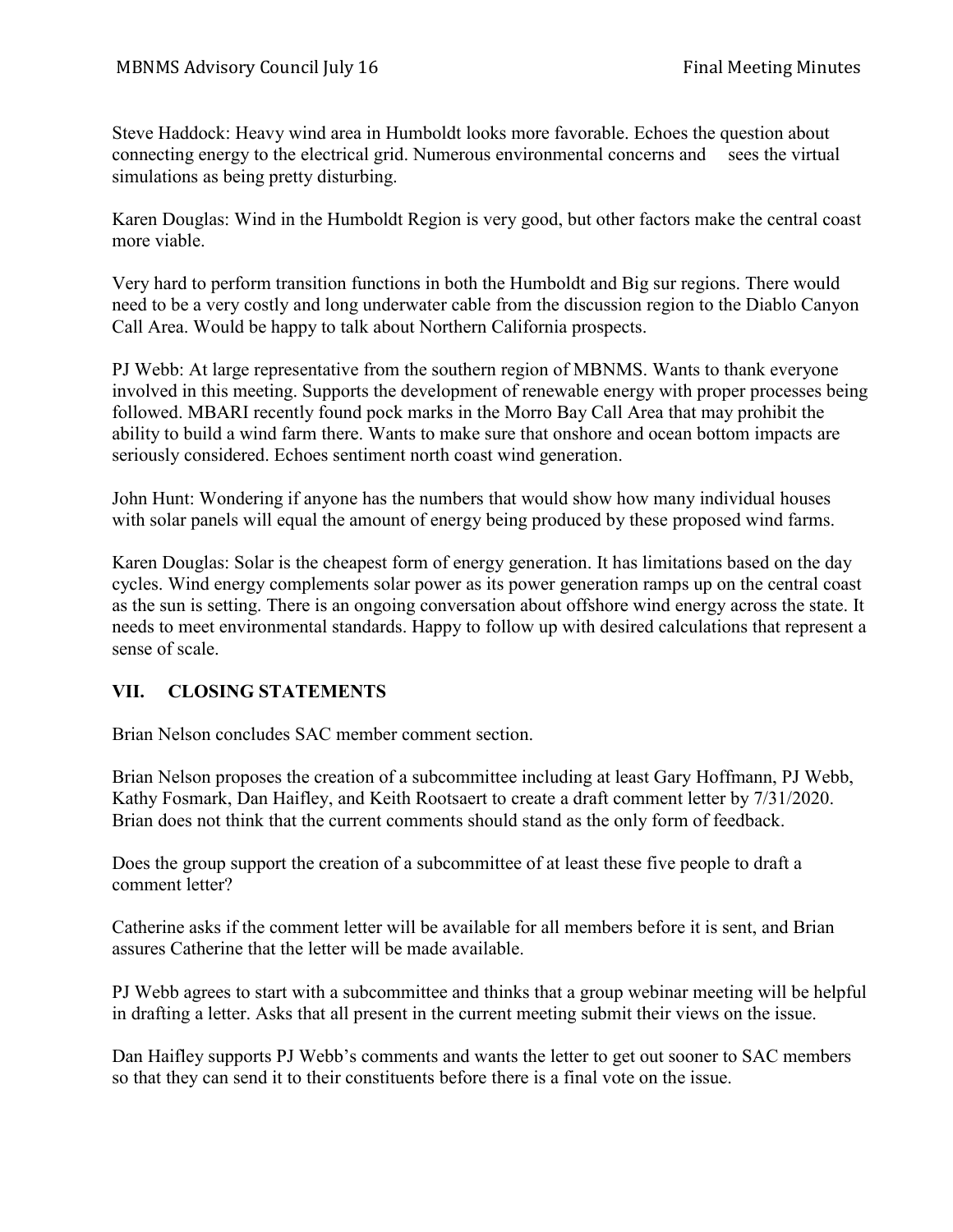Steve Haddock: Heavy wind area in Humboldt looks more favorable. Echoes the question about connecting energy to the electrical grid. Numerous environmental concerns and sees the virtual simulations as being pretty disturbing.

Karen Douglas: Wind in the Humboldt Region is very good, but other factors make the central coast more viable.

Very hard to perform transition functions in both the Humboldt and Big sur regions. There would need to be a very costly and long underwater cable from the discussion region to the Diablo Canyon Call Area. Would be happy to talk about Northern California prospects.

PJ Webb: At large representative from the southern region of MBNMS. Wants to thank everyone involved in this meeting. Supports the development of renewable energy with proper processes being followed. MBARI recently found pock marks in the Morro Bay Call Area that may prohibit the ability to build a wind farm there. Wants to make sure that onshore and ocean bottom impacts are seriously considered. Echoes sentiment north coast wind generation.

John Hunt: Wondering if anyone has the numbers that would show how many individual houses with solar panels will equal the amount of energy being produced by these proposed wind farms.

Karen Douglas: Solar is the cheapest form of energy generation. It has limitations based on the day cycles. Wind energy complements solar power as its power generation ramps up on the central coast as the sun is setting. There is an ongoing conversation about offshore wind energy across the state. It needs to meet environmental standards. Happy to follow up with desired calculations that represent a sense of scale.

## VII. CLOSING STATEMENTS

Brian Nelson concludes SAC member comment section.

Brian Nelson proposes the creation of a subcommittee including at least Gary Hoffmann, PJ Webb, Kathy Fosmark, Dan Haifley, and Keith Rootsaert to create a draft comment letter by 7/31/2020. Brian does not think that the current comments should stand as the only form of feedback.

Does the group support the creation of a subcommittee of at least these five people to draft a comment letter?

Catherine asks if the comment letter will be available for all members before it is sent, and Brian assures Catherine that the letter will be made available.

PJ Webb agrees to start with a subcommittee and thinks that a group webinar meeting will be helpful in drafting a letter. Asks that all present in the current meeting submit their views on the issue.

Dan Haifley supports PJ Webb's comments and wants the letter to get out sooner to SAC members so that they can send it to their constituents before there is a final vote on the issue.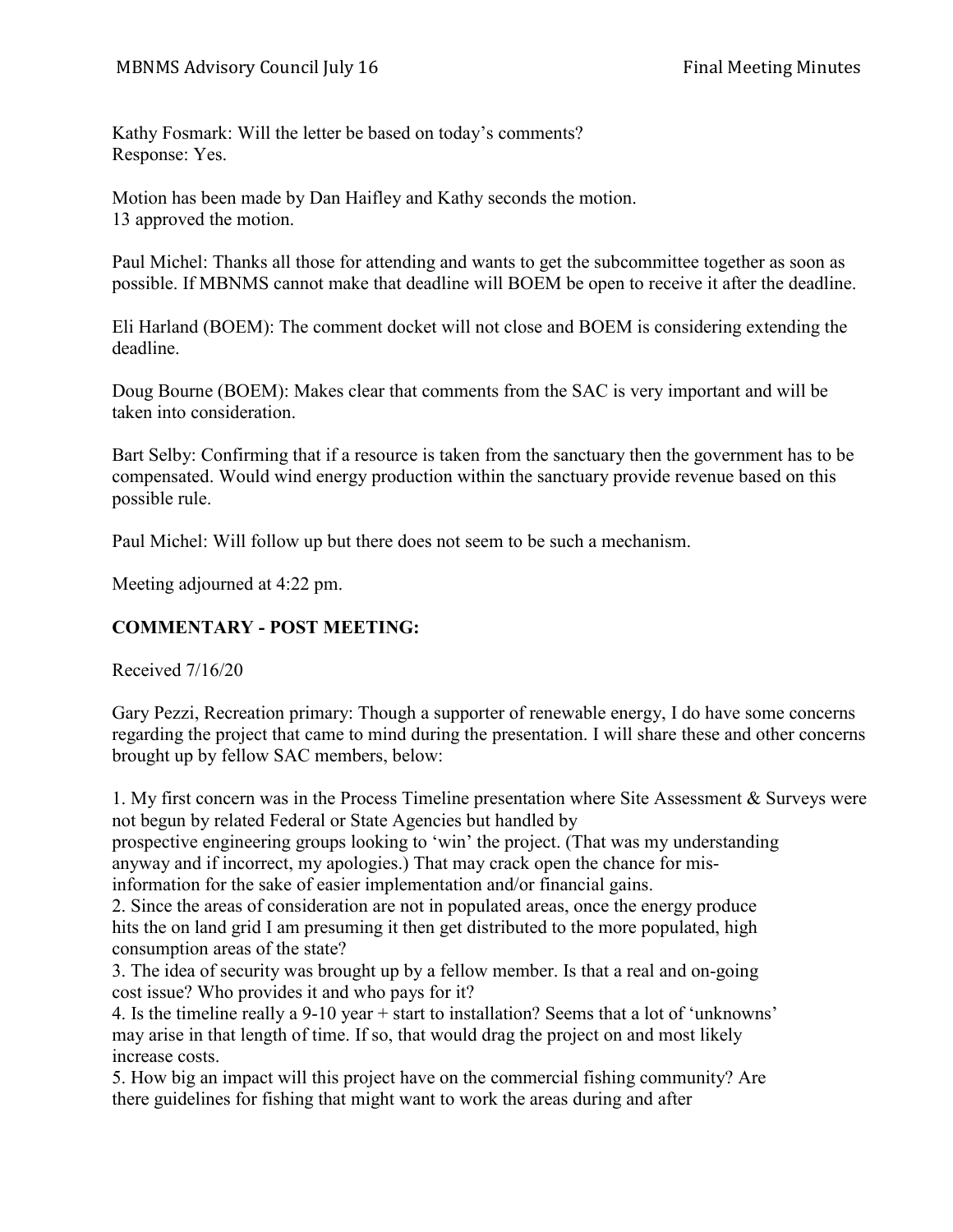Kathy Fosmark: Will the letter be based on today's comments?
Response: Yes.

Motion has been made by Dan Haifley and Kathy seconds the motion.
13 approved the motion.

Paul Michel: Thanks all those for attending and wants to get the subcommittee together as soon as possible. If MBNMS cannot make that deadline will BOEM be open to receive it after the deadline.

Eli Harland (BOEM): The comment docket will not close and BOEM is considering extending the deadline.

Doug Bourne (BOEM): Makes clear that comments from the SAC is very important and will be taken into consideration.

Bart Selby: Confirming that if a resource is taken from the sanctuary then the government has to be compensated. Would wind energy production within the sanctuary provide revenue based on this possible rule.

Paul Michel: Will follow up but there does not seem to be such a mechanism.

Meeting adjourned at 4:22 pm.

## COMMENTARY - POST MEETING:

Received 7/16/20

Gary Pezzi, Recreation primary: Though a supporter of renewable energy, I do have some concerns regarding the project that came to mind during the presentation. I will share these and other concerns brought up by fellow SAC members, below:

1. My first concern was in the Process Timeline presentation where Site Assessment & Surveys were not begun by related Federal or State Agencies but handled by prospective engineering groups looking to 'win' the project. (That was my understanding anyway and if incorrect, my apologies.) That may crack open the chance for mis-information for the sake of easier implementation and/or financial gains.
2. Since the areas of consideration are not in populated areas, once the energy produce hits the on land grid I am presuming it then get distributed to the more populated, high consumption areas of the state?
3. The idea of security was brought up by a fellow member. Is that a real and on-going cost issue? Who provides it and who pays for it?
4. Is the timeline really a 9-10 year + start to installation? Seems that a lot of 'unknowns' may arise in that length of time. If so, that would drag the project on and most likely increase costs.
5. How big an impact will this project have on the commercial fishing community? Are there guidelines for fishing that might want to work the areas during and after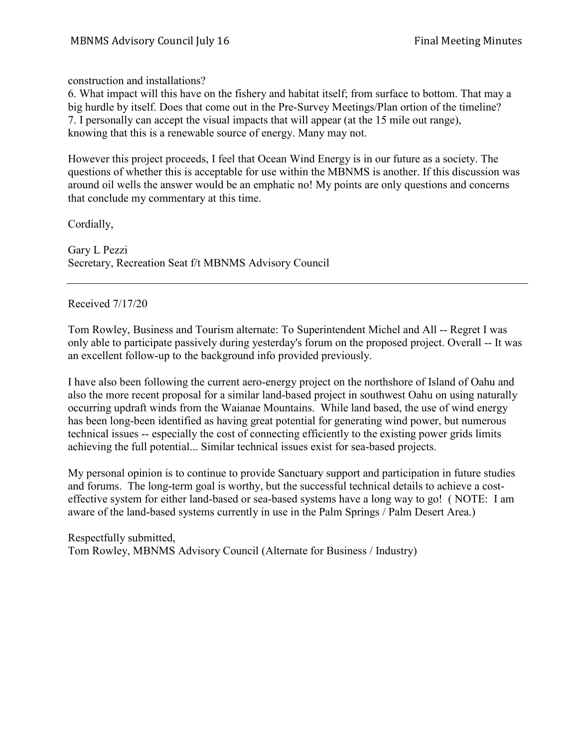construction and installations?

6. What impact will this have on the fishery and habitat itself; from surface to bottom. That may a big hurdle by itself. Does that come out in the Pre-Survey Meetings/Plan ortion of the timeline?

7. I personally can accept the visual impacts that will appear (at the 15 mile out range), knowing that this is a renewable source of energy. Many may not.

However this project proceeds, I feel that Ocean Wind Energy is in our future as a society. The questions of whether this is acceptable for use within the MBNMS is another. If this discussion was around oil wells the answer would be an emphatic no! My points are only questions and concerns that conclude my commentary at this time.

Cordially,

Gary L Pezzi
Secretary, Recreation Seat f/t MBNMS Advisory Council

---

Received 7/17/20

Tom Rowley, Business and Tourism alternate: To Superintendent Michel and All -- Regret I was only able to participate passively during yesterday's forum on the proposed project. Overall -- It was an excellent follow-up to the background info provided previously.

I have also been following the current aero-energy project on the northshore of Island of Oahu and also the more recent proposal for a siimilar land-based project in southwest Oahu on using naturally occurring updraft winds from the Waianae Mountains. While land based, the use of wind energy has been long-been identified as having great potential for generating wind power, but numerous technical issues -- especially the cost of connecting efficiently to the existing power grids limits achieving the full potential... Similar technical issues exist for sea-based projects.

My personal opinion is to continue to provide Sanctuary support and participation in future studies and forums. The long-term goal is worthy, but the successful technical details to achieve a cost-effective system for either land-based or sea-based systems have a long way to go! ( NOTE: I am aware of the land-based systems currently in use in the Palm Springs / Palm Desert Area.)

Respectfully submitted,
Tom Rowley, MBNMS Advisory Council (Alternate for Business / Industry)